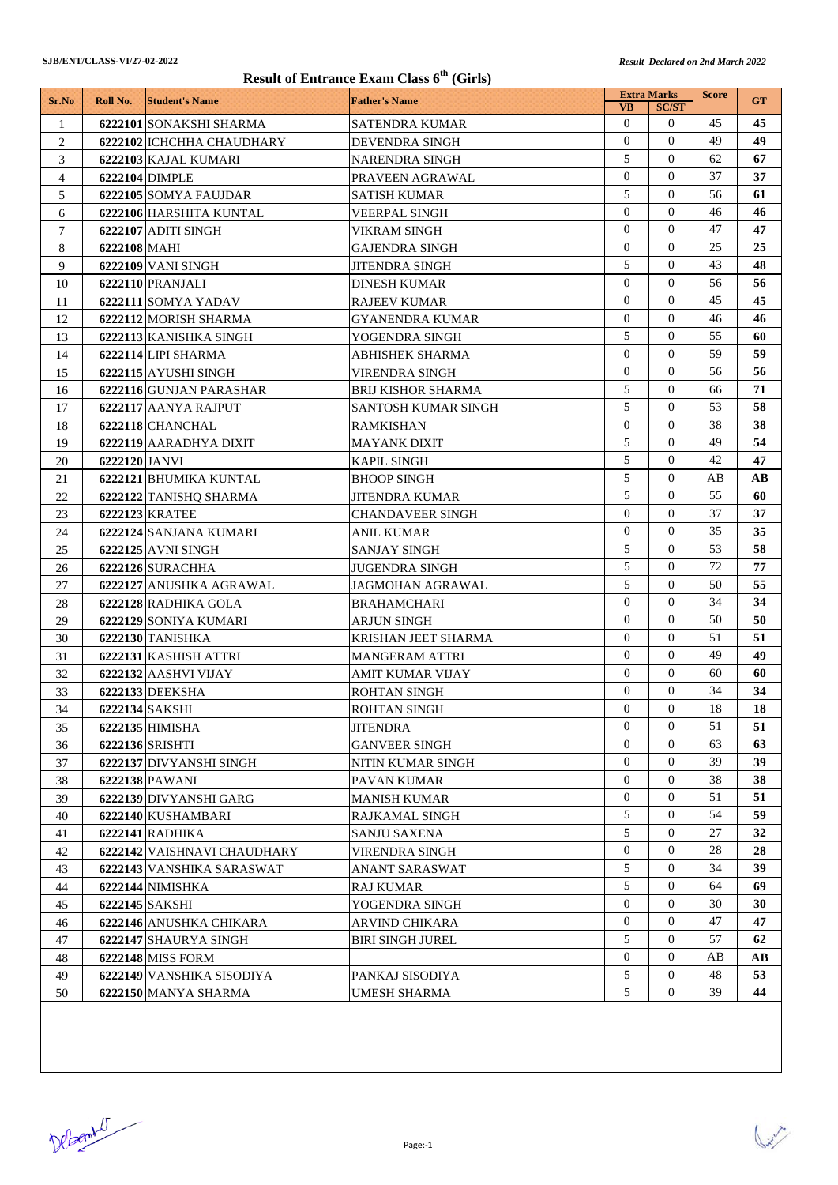SJB/ENT/CLASS-VI/27-02-2022

*Result Declared on 2nd March 2022*

# Result of Entrance Exam Class 6th (Girls)

| Sr.No | Roll No. | Student's Name | Father's Name | Extra Marks | | Score | GT |
|---|---|---|---|---|---|---|---|
| | | | | VB | SC/ST | | |
| 1 | 6222101 | SONAKSHI SHARMA | SATENDRA KUMAR | 0 | 0 | 45 | 45 |
| 2 | 6222102 | ICHCHHA CHAUDHARY | DEVENDRA SINGH | 0 | 0 | 49 | 49 |
| 3 | 6222103 | KAJAL KUMARI | NARENDRA SINGH | 5 | 0 | 62 | 67 |
| 4 | 6222104 | DIMPLE | PRAVEEN AGRAWAL | 0 | 0 | 37 | 37 |
| 5 | 6222105 | SOMYA FAUJDAR | SATISH KUMAR | 5 | 0 | 56 | 61 |
| 6 | 6222106 | HARSHITA KUNTAL | VEERPAL SINGH | 0 | 0 | 46 | 46 |
| 7 | 6222107 | ADITI SINGH | VIKRAM SINGH | 0 | 0 | 47 | 47 |
| 8 | 6222108 | MAHI | GAJENDRA SINGH | 0 | 0 | 25 | 25 |
| 9 | 6222109 | VANI SINGH | JITENDRA SINGH | 5 | 0 | 43 | 48 |
| 10 | 6222110 | PRANJALI | DINESH KUMAR | 0 | 0 | 56 | 56 |
| 11 | 6222111 | SOMYA YADAV | RAJEEV KUMAR | 0 | 0 | 45 | 45 |
| 12 | 6222112 | MORISH SHARMA | GYANENDRA KUMAR | 0 | 0 | 46 | 46 |
| 13 | 6222113 | KANISHKA SINGH | YOGENDRA SINGH | 5 | 0 | 55 | 60 |
| 14 | 6222114 | LIPI SHARMA | ABHISHEK SHARMA | 0 | 0 | 59 | 59 |
| 15 | 6222115 | AYUSHI SINGH | VIRENDRA SINGH | 0 | 0 | 56 | 56 |
| 16 | 6222116 | GUNJAN PARASHAR | BRIJ KISHOR SHARMA | 5 | 0 | 66 | 71 |
| 17 | 6222117 | AANYA RAJPUT | SANTOSH KUMAR SINGH | 5 | 0 | 53 | 58 |
| 18 | 6222118 | CHANCHAL | RAMKISHAN | 0 | 0 | 38 | 38 |
| 19 | 6222119 | AARADHYA DIXIT | MAYANK DIXIT | 5 | 0 | 49 | 54 |
| 20 | 6222120 | JANVI | KAPIL SINGH | 5 | 0 | 42 | 47 |
| 21 | 6222121 | BHUMIKA KUNTAL | BHOOP SINGH | 5 | 0 | AB | AB |
| 22 | 6222122 | TANISHQ SHARMA | JITENDRA KUMAR | 5 | 0 | 55 | 60 |
| 23 | 6222123 | KRATEE | CHANDAVEER SINGH | 0 | 0 | 37 | 37 |
| 24 | 6222124 | SANJANA KUMARI | ANIL KUMAR | 0 | 0 | 35 | 35 |
| 25 | 6222125 | AVNI SINGH | SANJAY SINGH | 5 | 0 | 53 | 58 |
| 26 | 6222126 | SURACHHA | JUGENDRA SINGH | 5 | 0 | 72 | 77 |
| 27 | 6222127 | ANUSHKA AGRAWAL | JAGMOHAN AGRAWAL | 5 | 0 | 50 | 55 |
| 28 | 6222128 | RADHIKA GOLA | BRAHAMCHARI | 0 | 0 | 34 | 34 |
| 29 | 6222129 | SONIYA KUMARI | ARJUN SINGH | 0 | 0 | 50 | 50 |
| 30 | 6222130 | TANISHKA | KRISHAN JEET SHARMA | 0 | 0 | 51 | 51 |
| 31 | 6222131 | KASHISH ATTRI | MANGERAM ATTRI | 0 | 0 | 49 | 49 |
| 32 | 6222132 | AASHVI VIJAY | AMIT KUMAR VIJAY | 0 | 0 | 60 | 60 |
| 33 | 6222133 | DEEKSHA | ROHTAN SINGH | 0 | 0 | 34 | 34 |
| 34 | 6222134 | SAKSHI | ROHTAN SINGH | 0 | 0 | 18 | 18 |
| 35 | 6222135 | HIMISHA | JITENDRA | 0 | 0 | 51 | 51 |
| 36 | 6222136 | SRISHTI | GANVEER SINGH | 0 | 0 | 63 | 63 |
| 37 | 6222137 | DIVYANSHI SINGH | NITIN KUMAR SINGH | 0 | 0 | 39 | 39 |
| 38 | 6222138 | PAWANI | PAVAN KUMAR | 0 | 0 | 38 | 38 |
| 39 | 6222139 | DIVYANSHI GARG | MANISH KUMAR | 0 | 0 | 51 | 51 |
| 40 | 6222140 | KUSHAMBARI | RAJKAMAL SINGH | 5 | 0 | 54 | 59 |
| 41 | 6222141 | RADHIKA | SANJU SAXENA | 5 | 0 | 27 | 32 |
| 42 | 6222142 | VAISHNAVI CHAUDHARY | VIRENDRA SINGH | 0 | 0 | 28 | 28 |
| 43 | 6222143 | VANSHIKA SARASWAT | ANANT SARASWAT | 5 | 0 | 34 | 39 |
| 44 | 6222144 | NIMISHKA | RAJ KUMAR | 5 | 0 | 64 | 69 |
| 45 | 6222145 | SAKSHI | YOGENDRA SINGH | 0 | 0 | 30 | 30 |
| 46 | 6222146 | ANUSHKA CHIKARA | ARVIND CHIKARA | 0 | 0 | 47 | 47 |
| 47 | 6222147 | SHAURYA SINGH | BIRI SINGH JUREL | 5 | 0 | 57 | 62 |
| 48 | 6222148 | MISS FORM | | 0 | 0 | AB | AB |
| 49 | 6222149 | VANSHIKA SISODIYA | PANKAJ SISODIYA | 5 | 0 | 48 | 53 |
| 50 | 6222150 | MANYA SHARMA | UMESH SHARMA | 5 | 0 | 39 | 44 |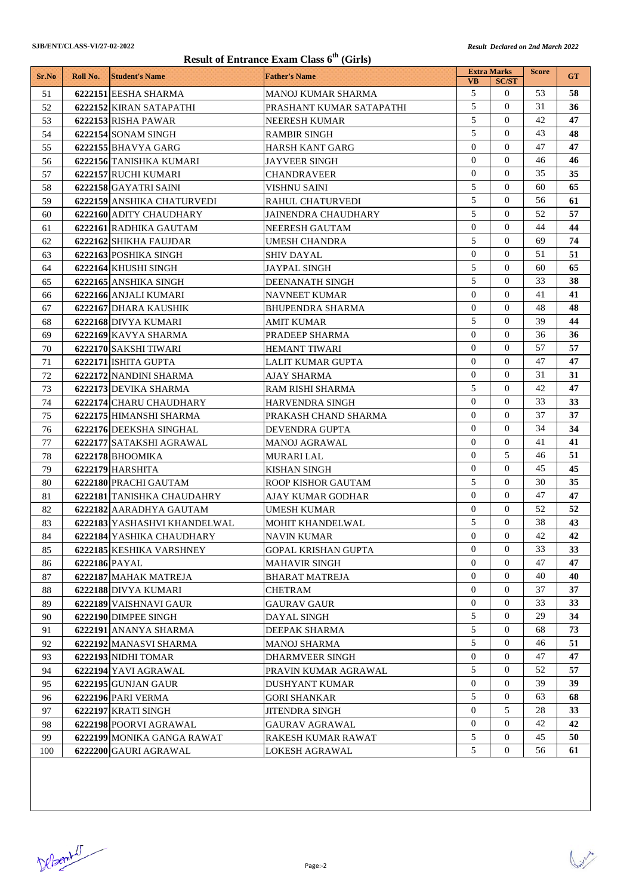SJB/ENT/CLASS-VI/27-02-2022

*Result Declared on 2nd March 2022*

## Result of Entrance Exam Class 6th (Girls)

| Sr.No | Roll No. | Student's Name | Father's Name | Extra Marks | | Score | GT |
|---|---|---|---|---|---|---|---|
| | | | | VB | SC/ST | | |
| 51 | 6222151 | EESHA SHARMA | MANOJ KUMAR SHARMA | 5 | 0 | 53 | 58 |
| 52 | 6222152 | KIRAN SATAPATHI | PRASHANT KUMAR SATAPATHI | 5 | 0 | 31 | 36 |
| 53 | 6222153 | RISHA PAWAR | NEERESH KUMAR | 5 | 0 | 42 | 47 |
| 54 | 6222154 | SONAM SINGH | RAMBIR SINGH | 5 | 0 | 43 | 48 |
| 55 | 6222155 | BHAVYA GARG | HARSH KANT GARG | 0 | 0 | 47 | 47 |
| 56 | 6222156 | TANISHKA KUMARI | JAYVEER SINGH | 0 | 0 | 46 | 46 |
| 57 | 6222157 | RUCHI KUMARI | CHANDRAVEER | 0 | 0 | 35 | 35 |
| 58 | 6222158 | GAYATRI SAINI | VISHNU SAINI | 5 | 0 | 60 | 65 |
| 59 | 6222159 | ANSHIKA CHATURVEDI | RAHUL CHATURVEDI | 5 | 0 | 56 | 61 |
| 60 | 6222160 | ADITY CHAUDHARY | JAINENDRA CHAUDHARY | 5 | 0 | 52 | 57 |
| 61 | 6222161 | RADHIKA GAUTAM | NEERESH GAUTAM | 0 | 0 | 44 | 44 |
| 62 | 6222162 | SHIKHA FAUJDAR | UMESH CHANDRA | 5 | 0 | 69 | 74 |
| 63 | 6222163 | POSHIKA SINGH | SHIV DAYAL | 0 | 0 | 51 | 51 |
| 64 | 6222164 | KHUSHI SINGH | JAYPAL SINGH | 5 | 0 | 60 | 65 |
| 65 | 6222165 | ANSHIKA SINGH | DEENANATH SINGH | 5 | 0 | 33 | 38 |
| 66 | 6222166 | ANJALI KUMARI | NAVNEET KUMAR | 0 | 0 | 41 | 41 |
| 67 | 6222167 | DHARA KAUSHIK | BHUPENDRA SHARMA | 0 | 0 | 48 | 48 |
| 68 | 6222168 | DIVYA KUMARI | AMIT KUMAR | 5 | 0 | 39 | 44 |
| 69 | 6222169 | KAVYA SHARMA | PRADEEP SHARMA | 0 | 0 | 36 | 36 |
| 70 | 6222170 | SAKSHI TIWARI | HEMANT TIWARI | 0 | 0 | 57 | 57 |
| 71 | 6222171 | ISHITA GUPTA | LALIT KUMAR GUPTA | 0 | 0 | 47 | 47 |
| 72 | 6222172 | NANDINI SHARMA | AJAY SHARMA | 0 | 0 | 31 | 31 |
| 73 | 6222173 | DEVIKA SHARMA | RAM RISHI SHARMA | 5 | 0 | 42 | 47 |
| 74 | 6222174 | CHARU CHAUDHARY | HARVENDRA SINGH | 0 | 0 | 33 | 33 |
| 75 | 6222175 | HIMANSHI SHARMA | PRAKASH CHAND SHARMA | 0 | 0 | 37 | 37 |
| 76 | 6222176 | DEEKSHA SINGHAL | DEVENDRA GUPTA | 0 | 0 | 34 | 34 |
| 77 | 6222177 | SATAKSHI AGRAWAL | MANOJ AGRAWAL | 0 | 0 | 41 | 41 |
| 78 | 6222178 | BHOOMIKA | MURARI LAL | 0 | 5 | 46 | 51 |
| 79 | 6222179 | HARSHITA | KISHAN SINGH | 0 | 0 | 45 | 45 |
| 80 | 6222180 | PRACHI GAUTAM | ROOP KISHOR GAUTAM | 5 | 0 | 30 | 35 |
| 81 | 6222181 | TANISHKA CHAUDAHRY | AJAY KUMAR GODHAR | 0 | 0 | 47 | 47 |
| 82 | 6222182 | AARADHYA GAUTAM | UMESH KUMAR | 0 | 0 | 52 | 52 |
| 83 | 6222183 | YASHASHVI KHANDELWAL | MOHIT KHANDELWAL | 5 | 0 | 38 | 43 |
| 84 | 6222184 | YASHIKA CHAUDHARY | NAVIN KUMAR | 0 | 0 | 42 | 42 |
| 85 | 6222185 | KESHIKA VARSHNEY | GOPAL KRISHAN GUPTA | 0 | 0 | 33 | 33 |
| 86 | 6222186 | PAYAL | MAHAVIR SINGH | 0 | 0 | 47 | 47 |
| 87 | 6222187 | MAHAK MATREJA | BHARAT MATREJA | 0 | 0 | 40 | 40 |
| 88 | 6222188 | DIVYA KUMARI | CHETRAM | 0 | 0 | 37 | 37 |
| 89 | 6222189 | VAISHNAVI GAUR | GAURAV GAUR | 0 | 0 | 33 | 33 |
| 90 | 6222190 | DIMPEE SINGH | DAYAL SINGH | 5 | 0 | 29 | 34 |
| 91 | 6222191 | ANANYA SHARMA | DEEPAK SHARMA | 5 | 0 | 68 | 73 |
| 92 | 6222192 | MANASVI SHARMA | MANOJ SHARMA | 5 | 0 | 46 | 51 |
| 93 | 6222193 | NIDHI TOMAR | DHARMVEER SINGH | 0 | 0 | 47 | 47 |
| 94 | 6222194 | YAVI AGRAWAL | PRAVIN KUMAR AGRAWAL | 5 | 0 | 52 | 57 |
| 95 | 6222195 | GUNJAN GAUR | DUSHYANT KUMAR | 0 | 0 | 39 | 39 |
| 96 | 6222196 | PARI VERMA | GORI SHANKAR | 5 | 0 | 63 | 68 |
| 97 | 6222197 | KRATI SINGH | JITENDRA SINGH | 0 | 5 | 28 | 33 |
| 98 | 6222198 | POORVI AGRAWAL | GAURAV AGRAWAL | 0 | 0 | 42 | 42 |
| 99 | 6222199 | MONIKA GANGA RAWAT | RAKESH KUMAR RAWAT | 5 | 0 | 45 | 50 |
| 100 | 6222200 | GAURI AGRAWAL | LOKESH AGRAWAL | 5 | 0 | 56 | 61 |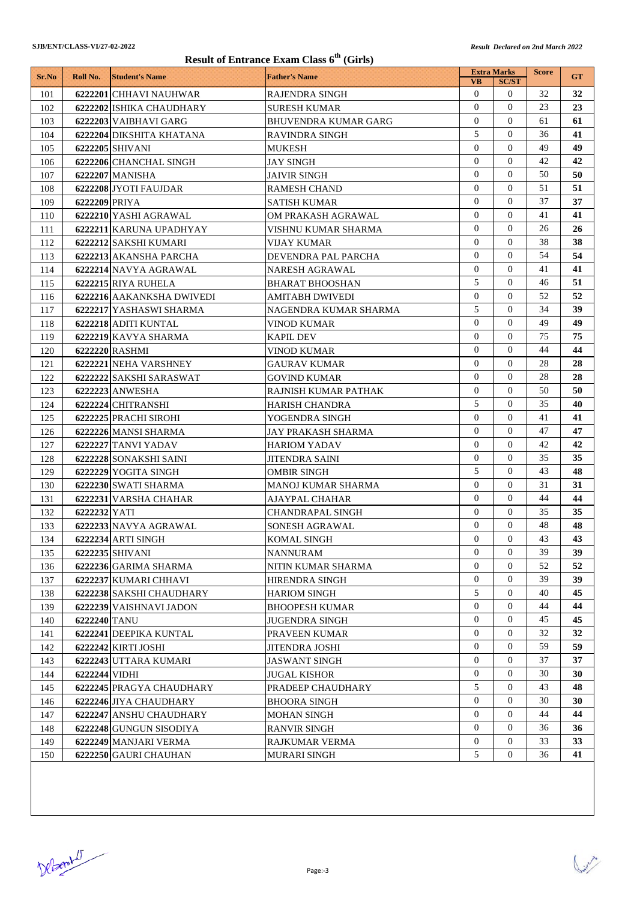SJB/ENT/CLASS-VI/27-02-2022

*Result Declared on 2nd March 2022*

# Result of Entrance Exam Class 6th (Girls)

| Sr.No | Roll No. | Student's Name | Father's Name | Extra Marks | | Score | GT |
|---|---|---|---|---|---|---|---|
| | | | | VB | SC/ST | | |
| 101 | 6222201 | CHHAVI NAUHWAR | RAJENDRA SINGH | 0 | 0 | 32 | 32 |
| 102 | 6222202 | ISHIKA CHAUDHARY | SURESH KUMAR | 0 | 0 | 23 | 23 |
| 103 | 6222203 | VAIBHAVI GARG | BHUVENDRA KUMAR GARG | 0 | 0 | 61 | 61 |
| 104 | 6222204 | DIKSHITA KHATANA | RAVINDRA SINGH | 5 | 0 | 36 | 41 |
| 105 | 6222205 | SHIVANI | MUKESH | 0 | 0 | 49 | 49 |
| 106 | 6222206 | CHANCHAL SINGH | JAY SINGH | 0 | 0 | 42 | 42 |
| 107 | 6222207 | MANISHA | JAIVIR SINGH | 0 | 0 | 50 | 50 |
| 108 | 6222208 | JYOTI FAUJDAR | RAMESH CHAND | 0 | 0 | 51 | 51 |
| 109 | 6222209 | PRIYA | SATISH KUMAR | 0 | 0 | 37 | 37 |
| 110 | 6222210 | YASHI AGRAWAL | OM PRAKASH AGRAWAL | 0 | 0 | 41 | 41 |
| 111 | 6222211 | KARUNA UPADHYAY | VISHNU KUMAR SHARMA | 0 | 0 | 26 | 26 |
| 112 | 6222212 | SAKSHI KUMARI | VIJAY KUMAR | 0 | 0 | 38 | 38 |
| 113 | 6222213 | AKANSHA PARCHA | DEVENDRA PAL PARCHA | 0 | 0 | 54 | 54 |
| 114 | 6222214 | NAVYA AGRAWAL | NARESH AGRAWAL | 0 | 0 | 41 | 41 |
| 115 | 6222215 | RIYA RUHELA | BHARAT BHOOSHAN | 5 | 0 | 46 | 51 |
| 116 | 6222216 | AAKANKSHA DWIVEDI | AMITABH DWIVEDI | 0 | 0 | 52 | 52 |
| 117 | 6222217 | YASHASWI SHARMA | NAGENDRA KUMAR SHARMA | 5 | 0 | 34 | 39 |
| 118 | 6222218 | ADITI KUNTAL | VINOD KUMAR | 0 | 0 | 49 | 49 |
| 119 | 6222219 | KAVYA SHARMA | KAPIL DEV | 0 | 0 | 75 | 75 |
| 120 | 6222220 | RASHMI | VINOD KUMAR | 0 | 0 | 44 | 44 |
| 121 | 6222221 | NEHA VARSHNEY | GAURAV KUMAR | 0 | 0 | 28 | 28 |
| 122 | 6222222 | SAKSHI SARASWAT | GOVIND KUMAR | 0 | 0 | 28 | 28 |
| 123 | 6222223 | ANWESHA | RAJNISH KUMAR PATHAK | 0 | 0 | 50 | 50 |
| 124 | 6222224 | CHITRANSHI | HARISH CHANDRA | 5 | 0 | 35 | 40 |
| 125 | 6222225 | PRACHI SIROHI | YOGENDRA SINGH | 0 | 0 | 41 | 41 |
| 126 | 6222226 | MANSI SHARMA | JAY PRAKASH SHARMA | 0 | 0 | 47 | 47 |
| 127 | 6222227 | TANVI YADAV | HARIOM YADAV | 0 | 0 | 42 | 42 |
| 128 | 6222228 | SONAKSHI SAINI | JITENDRA SAINI | 0 | 0 | 35 | 35 |
| 129 | 6222229 | YOGITA SINGH | OMBIR SINGH | 5 | 0 | 43 | 48 |
| 130 | 6222230 | SWATI SHARMA | MANOJ KUMAR SHARMA | 0 | 0 | 31 | 31 |
| 131 | 6222231 | VARSHA CHAHAR | AJAYPAL CHAHAR | 0 | 0 | 44 | 44 |
| 132 | 6222232 | YATI | CHANDRAPAL SINGH | 0 | 0 | 35 | 35 |
| 133 | 6222233 | NAVYA AGRAWAL | SONESH AGRAWAL | 0 | 0 | 48 | 48 |
| 134 | 6222234 | ARTI SINGH | KOMAL SINGH | 0 | 0 | 43 | 43 |
| 135 | 6222235 | SHIVANI | NANNURAM | 0 | 0 | 39 | 39 |
| 136 | 6222236 | GARIMA SHARMA | NITIN KUMAR SHARMA | 0 | 0 | 52 | 52 |
| 137 | 6222237 | KUMARI CHHAVI | HIRENDRA SINGH | 0 | 0 | 39 | 39 |
| 138 | 6222238 | SAKSHI CHAUDHARY | HARIOM SINGH | 5 | 0 | 40 | 45 |
| 139 | 6222239 | VAISHNAVI JADON | BHOOPESH KUMAR | 0 | 0 | 44 | 44 |
| 140 | 6222240 | TANU | JUGENDRA SINGH | 0 | 0 | 45 | 45 |
| 141 | 6222241 | DEEPIKA KUNTAL | PRAVEEN KUMAR | 0 | 0 | 32 | 32 |
| 142 | 6222242 | KIRTI JOSHI | JITENDRA JOSHI | 0 | 0 | 59 | 59 |
| 143 | 6222243 | UTTARA KUMARI | JASWANT SINGH | 0 | 0 | 37 | 37 |
| 144 | 6222244 | VIDHI | JUGAL KISHOR | 0 | 0 | 30 | 30 |
| 145 | 6222245 | PRAGYA CHAUDHARY | PRADEEP CHAUDHARY | 5 | 0 | 43 | 48 |
| 146 | 6222246 | JIYA CHAUDHARY | BHOORA SINGH | 0 | 0 | 30 | 30 |
| 147 | 6222247 | ANSHU CHAUDHARY | MOHAN SINGH | 0 | 0 | 44 | 44 |
| 148 | 6222248 | GUNGUN SISODIYA | RANVIR SINGH | 0 | 0 | 36 | 36 |
| 149 | 6222249 | MANJARI VERMA | RAJKUMAR VERMA | 0 | 0 | 33 | 33 |
| 150 | 6222250 | GAURI CHAUHAN | MURARI SINGH | 5 | 0 | 36 | 41 |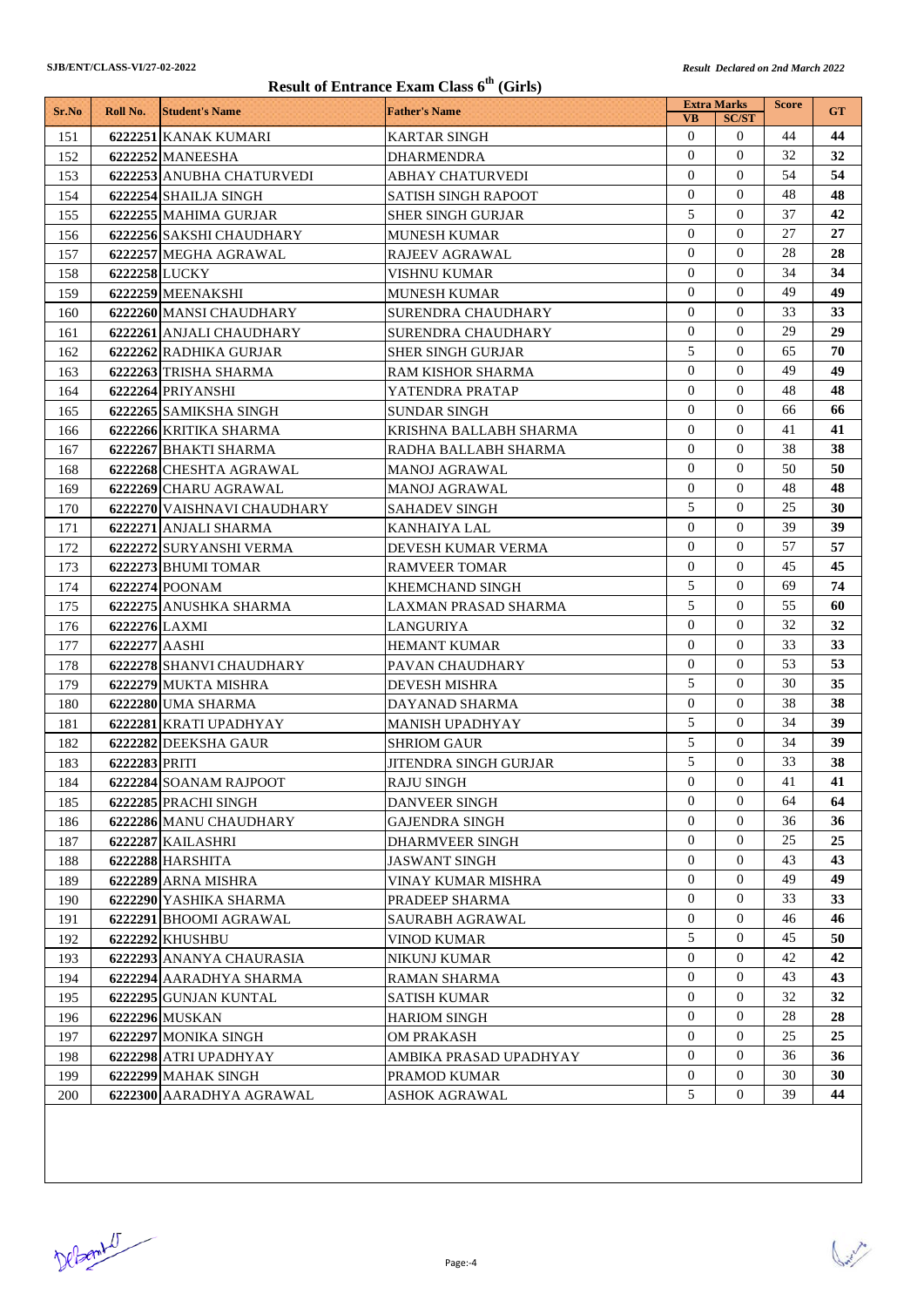SJB/ENT/CLASS-VI/27-02-2022

*Result Declared on 2nd March 2022*

# Result of Entrance Exam Class 6th (Girls)

| Sr.No | Roll No. | Student's Name | Father's Name | Extra Marks | | Score | GT |
|---|---|---|---|---|---|---|---|
| | | | | VB | SC/ST | | |
| 151 | 6222251 | KANAK KUMARI | KARTAR SINGH | 0 | 0 | 44 | 44 |
| 152 | 6222252 | MANEESHA | DHARMENDRA | 0 | 0 | 32 | 32 |
| 153 | 6222253 | ANUBHA CHATURVEDI | ABHAY CHATURVEDI | 0 | 0 | 54 | 54 |
| 154 | 6222254 | SHAILJA SINGH | SATISH SINGH RAPOOT | 0 | 0 | 48 | 48 |
| 155 | 6222255 | MAHIMA GURJAR | SHER SINGH GURJAR | 5 | 0 | 37 | 42 |
| 156 | 6222256 | SAKSHI CHAUDHARY | MUNESH KUMAR | 0 | 0 | 27 | 27 |
| 157 | 6222257 | MEGHA AGRAWAL | RAJEEV AGRAWAL | 0 | 0 | 28 | 28 |
| 158 | 6222258 | LUCKY | VISHNU KUMAR | 0 | 0 | 34 | 34 |
| 159 | 6222259 | MEENAKSHI | MUNESH KUMAR | 0 | 0 | 49 | 49 |
| 160 | 6222260 | MANSI CHAUDHARY | SURENDRA CHAUDHARY | 0 | 0 | 33 | 33 |
| 161 | 6222261 | ANJALI CHAUDHARY | SURENDRA CHAUDHARY | 0 | 0 | 29 | 29 |
| 162 | 6222262 | RADHIKA GURJAR | SHER SINGH GURJAR | 5 | 0 | 65 | 70 |
| 163 | 6222263 | TRISHA SHARMA | RAM KISHOR SHARMA | 0 | 0 | 49 | 49 |
| 164 | 6222264 | PRIYANSHI | YATENDRA PRATAP | 0 | 0 | 48 | 48 |
| 165 | 6222265 | SAMIKSHA SINGH | SUNDAR SINGH | 0 | 0 | 66 | 66 |
| 166 | 6222266 | KRITIKA SHARMA | KRISHNA BALLABH SHARMA | 0 | 0 | 41 | 41 |
| 167 | 6222267 | BHAKTI SHARMA | RADHA BALLABH SHARMA | 0 | 0 | 38 | 38 |
| 168 | 6222268 | CHESHTA AGRAWAL | MANOJ AGRAWAL | 0 | 0 | 50 | 50 |
| 169 | 6222269 | CHARU AGRAWAL | MANOJ AGRAWAL | 0 | 0 | 48 | 48 |
| 170 | 6222270 | VAISHNAVI CHAUDHARY | SAHADEV SINGH | 5 | 0 | 25 | 30 |
| 171 | 6222271 | ANJALI SHARMA | KANHAIYA LAL | 0 | 0 | 39 | 39 |
| 172 | 6222272 | SURYANSHI VERMA | DEVESH KUMAR VERMA | 0 | 0 | 57 | 57 |
| 173 | 6222273 | BHUMI TOMAR | RAMVEER TOMAR | 0 | 0 | 45 | 45 |
| 174 | 6222274 | POONAM | KHEMCHAND SINGH | 5 | 0 | 69 | 74 |
| 175 | 6222275 | ANUSHKA SHARMA | LAXMAN PRASAD SHARMA | 5 | 0 | 55 | 60 |
| 176 | 6222276 | LAXMI | LANGURIYA | 0 | 0 | 32 | 32 |
| 177 | 6222277 | AASHI | HEMANT KUMAR | 0 | 0 | 33 | 33 |
| 178 | 6222278 | SHANVI CHAUDHARY | PAVAN CHAUDHARY | 0 | 0 | 53 | 53 |
| 179 | 6222279 | MUKTA MISHRA | DEVESH MISHRA | 5 | 0 | 30 | 35 |
| 180 | 6222280 | UMA SHARMA | DAYANAD SHARMA | 0 | 0 | 38 | 38 |
| 181 | 6222281 | KRATI UPADHYAY | MANISH UPADHYAY | 5 | 0 | 34 | 39 |
| 182 | 6222282 | DEEKSHA GAUR | SHRIOM GAUR | 5 | 0 | 34 | 39 |
| 183 | 6222283 | PRITI | JITENDRA SINGH GURJAR | 5 | 0 | 33 | 38 |
| 184 | 6222284 | SOANAM RAJPOOT | RAJU SINGH | 0 | 0 | 41 | 41 |
| 185 | 6222285 | PRACHI SINGH | DANVEER SINGH | 0 | 0 | 64 | 64 |
| 186 | 6222286 | MANU CHAUDHARY | GAJENDRA SINGH | 0 | 0 | 36 | 36 |
| 187 | 6222287 | KAILASHRI | DHARMVEER SINGH | 0 | 0 | 25 | 25 |
| 188 | 6222288 | HARSHITA | JASWANT SINGH | 0 | 0 | 43 | 43 |
| 189 | 6222289 | ARNA MISHRA | VINAY KUMAR MISHRA | 0 | 0 | 49 | 49 |
| 190 | 6222290 | YASHIKA SHARMA | PRADEEP SHARMA | 0 | 0 | 33 | 33 |
| 191 | 6222291 | BHOOMI AGRAWAL | SAURABH AGRAWAL | 0 | 0 | 46 | 46 |
| 192 | 6222292 | KHUSHBU | VINOD KUMAR | 5 | 0 | 45 | 50 |
| 193 | 6222293 | ANANYA CHAURASIA | NIKUNJ KUMAR | 0 | 0 | 42 | 42 |
| 194 | 6222294 | AARADHYA SHARMA | RAMAN SHARMA | 0 | 0 | 43 | 43 |
| 195 | 6222295 | GUNJAN KUNTAL | SATISH KUMAR | 0 | 0 | 32 | 32 |
| 196 | 6222296 | MUSKAN | HARIOM SINGH | 0 | 0 | 28 | 28 |
| 197 | 6222297 | MONIKA SINGH | OM PRAKASH | 0 | 0 | 25 | 25 |
| 198 | 6222298 | ATRI UPADHYAY | AMBIKA PRASAD UPADHYAY | 0 | 0 | 36 | 36 |
| 199 | 6222299 | MAHAK SINGH | PRAMOD KUMAR | 0 | 0 | 30 | 30 |
| 200 | 6222300 | AARADHYA AGRAWAL | ASHOK AGRAWAL | 5 | 0 | 39 | 44 |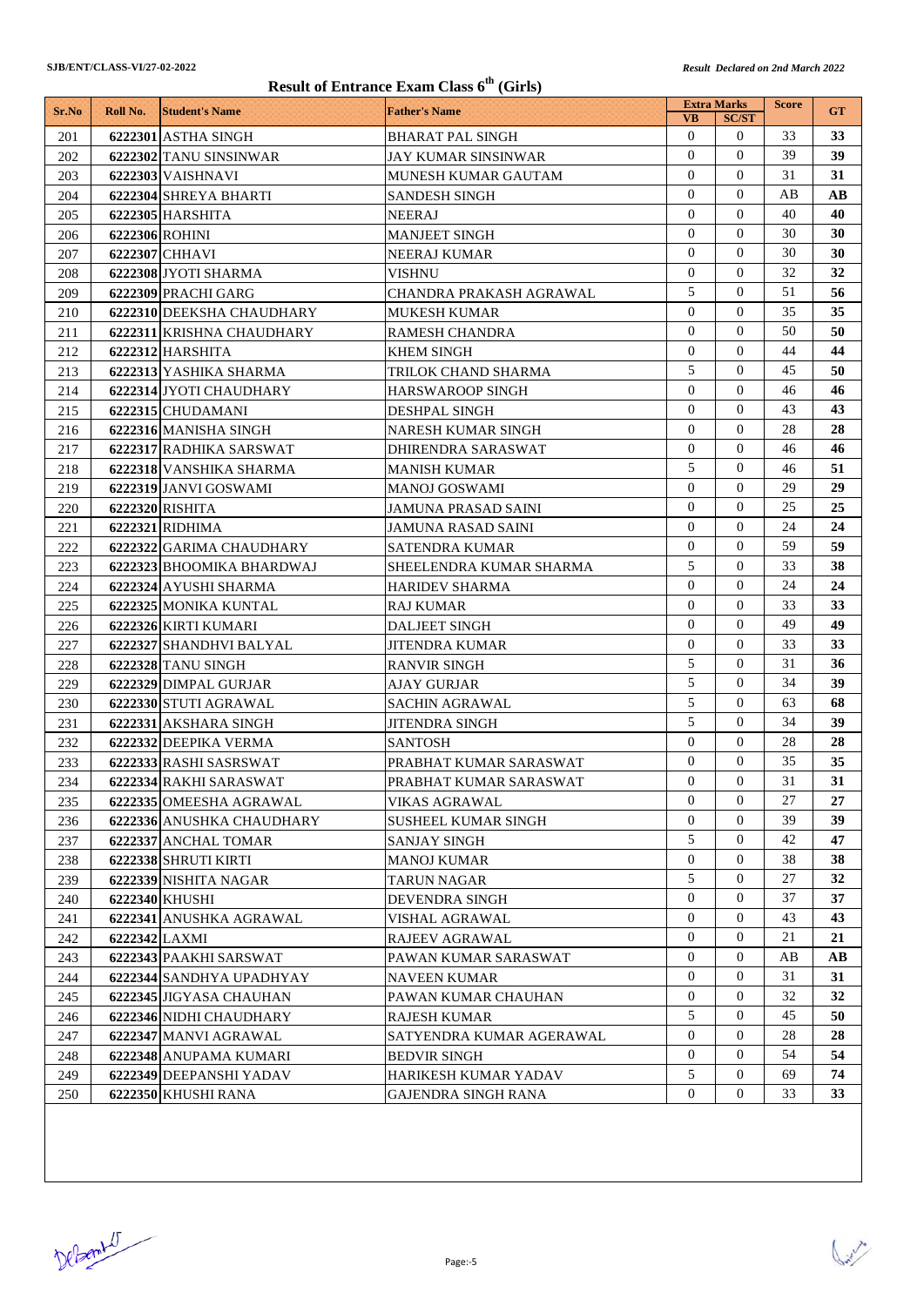SJB/ENT/CLASS-VI/27-02-2022

*Result Declared on 2nd March 2022*

# Result of Entrance Exam Class 6th (Girls)

| Sr.No | Roll No. | Student's Name | Father's Name | Extra Marks | | Score | GT |
|---|---|---|---|---|---|---|---|
| | | | | VB | SC/ST | | |
| 201 | 6222301 | ASTHA SINGH | BHARAT PAL SINGH | 0 | 0 | 33 | 33 |
| 202 | 6222302 | TANU SINSINWAR | JAY KUMAR SINSINWAR | 0 | 0 | 39 | 39 |
| 203 | 6222303 | VAISHNAVI | MUNESH KUMAR GAUTAM | 0 | 0 | 31 | 31 |
| 204 | 6222304 | SHREYA BHARTI | SANDESH SINGH | 0 | 0 | AB | AB |
| 205 | 6222305 | HARSHITA | NEERAJ | 0 | 0 | 40 | 40 |
| 206 | 6222306 | ROHINI | MANJEET SINGH | 0 | 0 | 30 | 30 |
| 207 | 6222307 | CHHAVI | NEERAJ KUMAR | 0 | 0 | 30 | 30 |
| 208 | 6222308 | JYOTI SHARMA | VISHNU | 0 | 0 | 32 | 32 |
| 209 | 6222309 | PRACHI GARG | CHANDRA PRAKASH AGRAWAL | 5 | 0 | 51 | 56 |
| 210 | 6222310 | DEEKSHA CHAUDHARY | MUKESH KUMAR | 0 | 0 | 35 | 35 |
| 211 | 6222311 | KRISHNA CHAUDHARY | RAMESH CHANDRA | 0 | 0 | 50 | 50 |
| 212 | 6222312 | HARSHITA | KHEM SINGH | 0 | 0 | 44 | 44 |
| 213 | 6222313 | YASHIKA SHARMA | TRILOK CHAND SHARMA | 5 | 0 | 45 | 50 |
| 214 | 6222314 | JYOTI CHAUDHARY | HARSWAROOP SINGH | 0 | 0 | 46 | 46 |
| 215 | 6222315 | CHUDAMANI | DESHPAL SINGH | 0 | 0 | 43 | 43 |
| 216 | 6222316 | MANISHA SINGH | NARESH KUMAR SINGH | 0 | 0 | 28 | 28 |
| 217 | 6222317 | RADHIKA SARSWAT | DHIRENDRA SARASWAT | 0 | 0 | 46 | 46 |
| 218 | 6222318 | VANSHIKA SHARMA | MANISH KUMAR | 5 | 0 | 46 | 51 |
| 219 | 6222319 | JANVI GOSWAMI | MANOJ GOSWAMI | 0 | 0 | 29 | 29 |
| 220 | 6222320 | RISHITA | JAMUNA PRASAD SAINI | 0 | 0 | 25 | 25 |
| 221 | 6222321 | RIDHIMA | JAMUNA RASAD SAINI | 0 | 0 | 24 | 24 |
| 222 | 6222322 | GARIMA CHAUDHARY | SATENDRA KUMAR | 0 | 0 | 59 | 59 |
| 223 | 6222323 | BHOOMIKA BHARDWAJ | SHEELENDRA KUMAR SHARMA | 5 | 0 | 33 | 38 |
| 224 | 6222324 | AYUSHI SHARMA | HARIDEV SHARMA | 0 | 0 | 24 | 24 |
| 225 | 6222325 | MONIKA KUNTAL | RAJ KUMAR | 0 | 0 | 33 | 33 |
| 226 | 6222326 | KIRTI KUMARI | DALJEET SINGH | 0 | 0 | 49 | 49 |
| 227 | 6222327 | SHANDHVI BALYAL | JITENDRA KUMAR | 0 | 0 | 33 | 33 |
| 228 | 6222328 | TANU SINGH | RANVIR SINGH | 5 | 0 | 31 | 36 |
| 229 | 6222329 | DIMPAL GURJAR | AJAY GURJAR | 5 | 0 | 34 | 39 |
| 230 | 6222330 | STUTI AGRAWAL | SACHIN AGRAWAL | 5 | 0 | 63 | 68 |
| 231 | 6222331 | AKSHARA SINGH | JITENDRA SINGH | 5 | 0 | 34 | 39 |
| 232 | 6222332 | DEEPIKA VERMA | SANTOSH | 0 | 0 | 28 | 28 |
| 233 | 6222333 | RASHI SASRSWAT | PRABHAT KUMAR SARASWAT | 0 | 0 | 35 | 35 |
| 234 | 6222334 | RAKHI SARASWAT | PRABHAT KUMAR SARASWAT | 0 | 0 | 31 | 31 |
| 235 | 6222335 | OMEESHA AGRAWAL | VIKAS AGRAWAL | 0 | 0 | 27 | 27 |
| 236 | 6222336 | ANUSHKA CHAUDHARY | SUSHEEL KUMAR SINGH | 0 | 0 | 39 | 39 |
| 237 | 6222337 | ANCHAL TOMAR | SANJAY SINGH | 5 | 0 | 42 | 47 |
| 238 | 6222338 | SHRUTI KIRTI | MANOJ KUMAR | 0 | 0 | 38 | 38 |
| 239 | 6222339 | NISHITA NAGAR | TARUN NAGAR | 5 | 0 | 27 | 32 |
| 240 | 6222340 | KHUSHI | DEVENDRA SINGH | 0 | 0 | 37 | 37 |
| 241 | 6222341 | ANUSHKA AGRAWAL | VISHAL AGRAWAL | 0 | 0 | 43 | 43 |
| 242 | 6222342 | LAXMI | RAJEEV AGRAWAL | 0 | 0 | 21 | 21 |
| 243 | 6222343 | PAAKHI SARSWAT | PAWAN KUMAR SARASWAT | 0 | 0 | AB | AB |
| 244 | 6222344 | SANDHYA UPADHYAY | NAVEEN KUMAR | 0 | 0 | 31 | 31 |
| 245 | 6222345 | JIGYASA CHAUHAN | PAWAN KUMAR CHAUHAN | 0 | 0 | 32 | 32 |
| 246 | 6222346 | NIDHI CHAUDHARY | RAJESH KUMAR | 5 | 0 | 45 | 50 |
| 247 | 6222347 | MANVI AGRAWAL | SATYENDRA KUMAR AGERAWAL | 0 | 0 | 28 | 28 |
| 248 | 6222348 | ANUPAMA KUMARI | BEDVIR SINGH | 0 | 0 | 54 | 54 |
| 249 | 6222349 | DEEPANSHI YADAV | HARIKESH KUMAR YADAV | 5 | 0 | 69 | 74 |
| 250 | 6222350 | KHUSHI RANA | GAJENDRA SINGH RANA | 0 | 0 | 33 | 33 |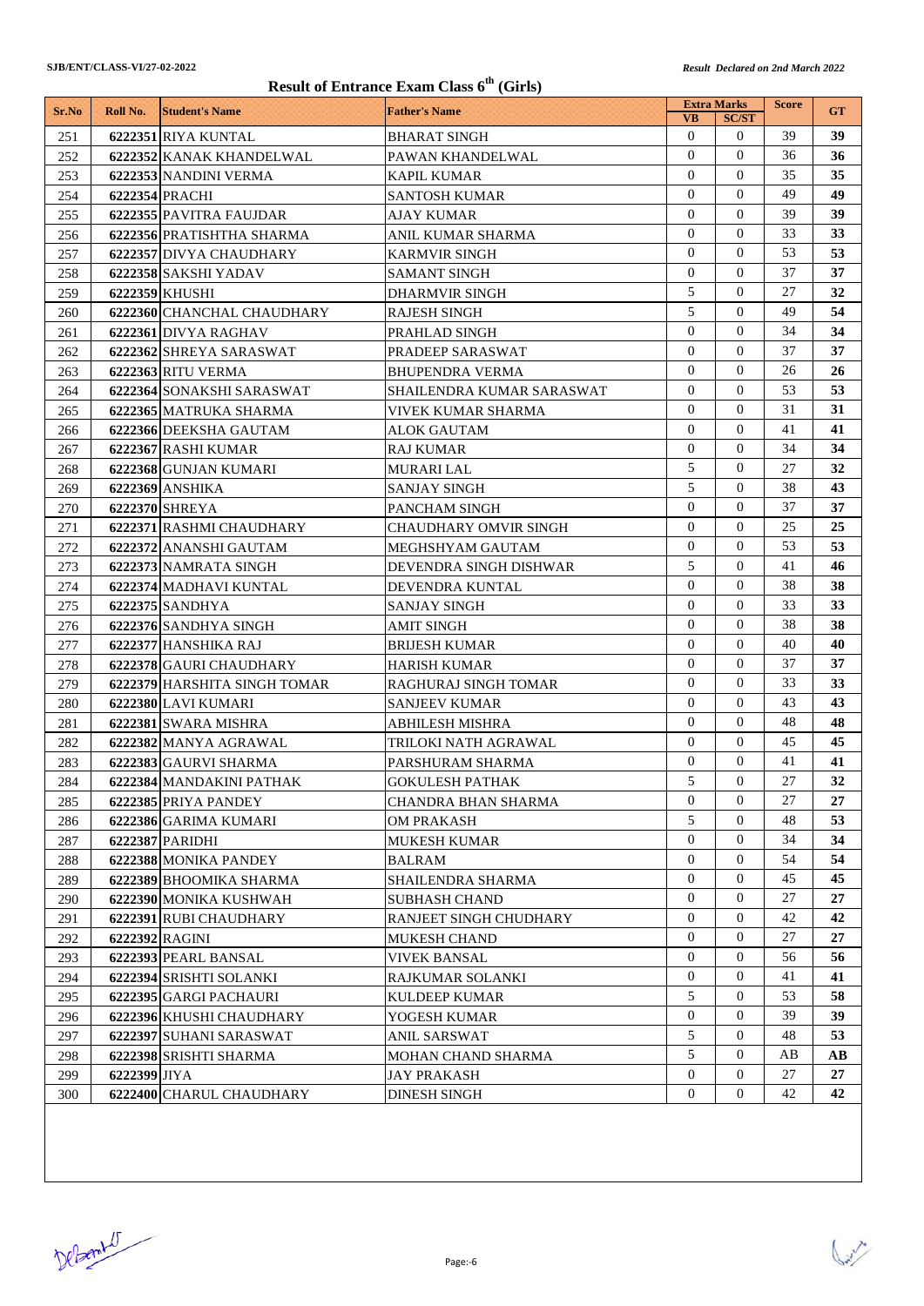SJB/ENT/CLASS-VI/27-02-2022

*Result Declared on 2nd March 2022*

## Result of Entrance Exam Class 6th (Girls)

| Sr.No | Roll No. | Student's Name | Father's Name | Extra Marks | | Score | GT |
|---|---|---|---|---|---|---|---|
| | | | | VB | SC/ST | | |
| 251 | 6222351 | RIYA KUNTAL | BHARAT SINGH | 0 | 0 | 39 | 39 |
| 252 | 6222352 | KANAK KHANDELWAL | PAWAN KHANDELWAL | 0 | 0 | 36 | 36 |
| 253 | 6222353 | NANDINI VERMA | KAPIL KUMAR | 0 | 0 | 35 | 35 |
| 254 | 6222354 | PRACHI | SANTOSH KUMAR | 0 | 0 | 49 | 49 |
| 255 | 6222355 | PAVITRA FAUJDAR | AJAY KUMAR | 0 | 0 | 39 | 39 |
| 256 | 6222356 | PRATISHTHA SHARMA | ANIL KUMAR SHARMA | 0 | 0 | 33 | 33 |
| 257 | 6222357 | DIVYA CHAUDHARY | KARMVIR SINGH | 0 | 0 | 53 | 53 |
| 258 | 6222358 | SAKSHI YADAV | SAMANT SINGH | 0 | 0 | 37 | 37 |
| 259 | 6222359 | KHUSHI | DHARMVIR SINGH | 5 | 0 | 27 | 32 |
| 260 | 6222360 | CHANCHAL CHAUDHARY | RAJESH SINGH | 5 | 0 | 49 | 54 |
| 261 | 6222361 | DIVYA RAGHAV | PRAHLAD SINGH | 0 | 0 | 34 | 34 |
| 262 | 6222362 | SHREYA SARASWAT | PRADEEP SARASWAT | 0 | 0 | 37 | 37 |
| 263 | 6222363 | RITU VERMA | BHUPENDRA VERMA | 0 | 0 | 26 | 26 |
| 264 | 6222364 | SONAKSHI SARASWAT | SHAILENDRA KUMAR SARASWAT | 0 | 0 | 53 | 53 |
| 265 | 6222365 | MATRUKA SHARMA | VIVEK KUMAR SHARMA | 0 | 0 | 31 | 31 |
| 266 | 6222366 | DEEKSHA GAUTAM | ALOK GAUTAM | 0 | 0 | 41 | 41 |
| 267 | 6222367 | RASHI KUMAR | RAJ KUMAR | 0 | 0 | 34 | 34 |
| 268 | 6222368 | GUNJAN KUMARI | MURARI LAL | 5 | 0 | 27 | 32 |
| 269 | 6222369 | ANSHIKA | SANJAY SINGH | 5 | 0 | 38 | 43 |
| 270 | 6222370 | SHREYA | PANCHAM SINGH | 0 | 0 | 37 | 37 |
| 271 | 6222371 | RASHMI CHAUDHARY | CHAUDHARY OMVIR SINGH | 0 | 0 | 25 | 25 |
| 272 | 6222372 | ANANSHI GAUTAM | MEGHSHYAM GAUTAM | 0 | 0 | 53 | 53 |
| 273 | 6222373 | NAMRATA SINGH | DEVENDRA SINGH DISHWAR | 5 | 0 | 41 | 46 |
| 274 | 6222374 | MADHAVI KUNTAL | DEVENDRA KUNTAL | 0 | 0 | 38 | 38 |
| 275 | 6222375 | SANDHYA | SANJAY SINGH | 0 | 0 | 33 | 33 |
| 276 | 6222376 | SANDHYA SINGH | AMIT SINGH | 0 | 0 | 38 | 38 |
| 277 | 6222377 | HANSHIKA RAJ | BRIJESH KUMAR | 0 | 0 | 40 | 40 |
| 278 | 6222378 | GAURI CHAUDHARY | HARISH KUMAR | 0 | 0 | 37 | 37 |
| 279 | 6222379 | HARSHITA SINGH TOMAR | RAGHURAJ SINGH TOMAR | 0 | 0 | 33 | 33 |
| 280 | 6222380 | LAVI KUMARI | SANJEEV KUMAR | 0 | 0 | 43 | 43 |
| 281 | 6222381 | SWARA MISHRA | ABHILESH MISHRA | 0 | 0 | 48 | 48 |
| 282 | 6222382 | MANYA AGRAWAL | TRILOKI NATH AGRAWAL | 0 | 0 | 45 | 45 |
| 283 | 6222383 | GAURVI SHARMA | PARSHURAM SHARMA | 0 | 0 | 41 | 41 |
| 284 | 6222384 | MANDAKINI PATHAK | GOKULESH PATHAK | 5 | 0 | 27 | 32 |
| 285 | 6222385 | PRIYA PANDEY | CHANDRA BHAN SHARMA | 0 | 0 | 27 | 27 |
| 286 | 6222386 | GARIMA KUMARI | OM PRAKASH | 5 | 0 | 48 | 53 |
| 287 | 6222387 | PARIDHI | MUKESH KUMAR | 0 | 0 | 34 | 34 |
| 288 | 6222388 | MONIKA PANDEY | BALRAM | 0 | 0 | 54 | 54 |
| 289 | 6222389 | BHOOMIKA SHARMA | SHAILENDRA SHARMA | 0 | 0 | 45 | 45 |
| 290 | 6222390 | MONIKA KUSHWAH | SUBHASH CHAND | 0 | 0 | 27 | 27 |
| 291 | 6222391 | RUBI CHAUDHARY | RANJEET SINGH CHUDHARY | 0 | 0 | 42 | 42 |
| 292 | 6222392 | RAGINI | MUKESH CHAND | 0 | 0 | 27 | 27 |
| 293 | 6222393 | PEARL BANSAL | VIVEK BANSAL | 0 | 0 | 56 | 56 |
| 294 | 6222394 | SRISHTI SOLANKI | RAJKUMAR SOLANKI | 0 | 0 | 41 | 41 |
| 295 | 6222395 | GARGI PACHAURI | KULDEEP KUMAR | 5 | 0 | 53 | 58 |
| 296 | 6222396 | KHUSHI CHAUDHARY | YOGESH KUMAR | 0 | 0 | 39 | 39 |
| 297 | 6222397 | SUHANI SARASWAT | ANIL SARSWAT | 5 | 0 | 48 | 53 |
| 298 | 6222398 | SRISHTI SHARMA | MOHAN CHAND SHARMA | 5 | 0 | AB | AB |
| 299 | 6222399 | JIYA | JAY PRAKASH | 0 | 0 | 27 | 27 |
| 300 | 6222400 | CHARUL CHAUDHARY | DINESH SINGH | 0 | 0 | 42 | 42 |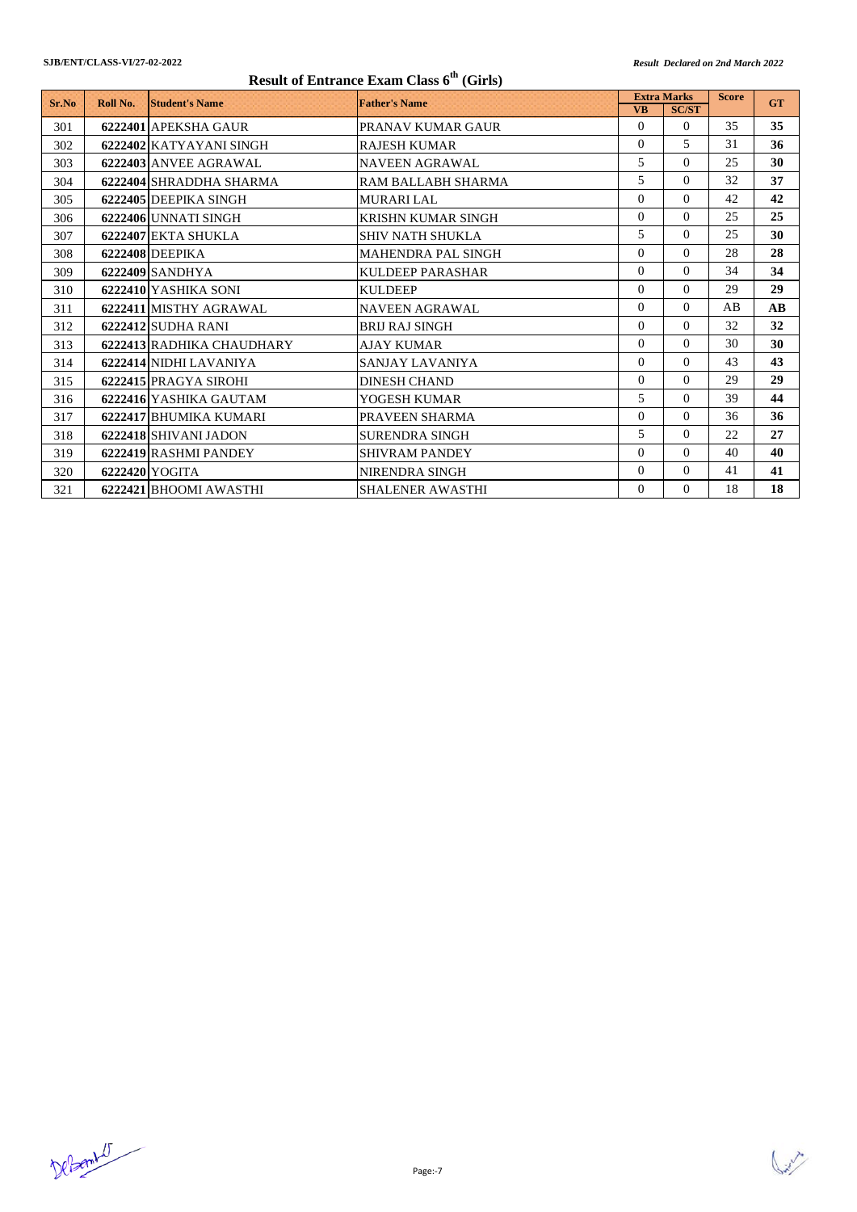SJB/ENT/CLASS-VI/27-02-2022

*Result Declared on 2nd March 2022*

# Result of Entrance Exam Class 6th (Girls)

| Sr.No | Roll No. | Student's Name | Father's Name | Extra Marks | | Score | GT |
|---|---|---|---|---|---|---|---|
| | | | | VB | SC/ST | | |
| 301 | **6222401** | APEKSHA GAUR | PRANAV KUMAR GAUR | 0 | 0 | 35 | **35** |
| 302 | **6222402** | KATYAYANI SINGH | RAJESH KUMAR | 0 | 5 | 31 | **36** |
| 303 | **6222403** | ANVEE AGRAWAL | NAVEEN AGRAWAL | 5 | 0 | 25 | **30** |
| 304 | **6222404** | SHRADDHA SHARMA | RAM BALLABH SHARMA | 5 | 0 | 32 | **37** |
| 305 | **6222405** | DEEPIKA SINGH | MURARI LAL | 0 | 0 | 42 | **42** |
| 306 | **6222406** | UNNATI SINGH | KRISHN KUMAR SINGH | 0 | 0 | 25 | **25** |
| 307 | **6222407** | EKTA SHUKLA | SHIV NATH SHUKLA | 5 | 0 | 25 | **30** |
| 308 | **6222408** | DEEPIKA | MAHENDRA PAL SINGH | 0 | 0 | 28 | **28** |
| 309 | **6222409** | SANDHYA | KULDEEP PARASHAR | 0 | 0 | 34 | **34** |
| 310 | **6222410** | YASHIKA SONI | KULDEEP | 0 | 0 | 29 | **29** |
| 311 | **6222411** | MISTHY AGRAWAL | NAVEEN AGRAWAL | 0 | 0 | AB | **AB** |
| 312 | **6222412** | SUDHA RANI | BRIJ RAJ SINGH | 0 | 0 | 32 | **32** |
| 313 | **6222413** | RADHIKA CHAUDHARY | AJAY KUMAR | 0 | 0 | 30 | **30** |
| 314 | **6222414** | NIDHI LAVANIYA | SANJAY LAVANIYA | 0 | 0 | 43 | **43** |
| 315 | **6222415** | PRAGYA SIROHI | DINESH CHAND | 0 | 0 | 29 | **29** |
| 316 | **6222416** | YASHIKA GAUTAM | YOGESH KUMAR | 5 | 0 | 39 | **44** |
| 317 | **6222417** | BHUMIKA KUMARI | PRAVEEN SHARMA | 0 | 0 | 36 | **36** |
| 318 | **6222418** | SHIVANI JADON | SURENDRA SINGH | 5 | 0 | 22 | **27** |
| 319 | **6222419** | RASHMI PANDEY | SHIVRAM PANDEY | 0 | 0 | 40 | **40** |
| 320 | **6222420** | YOGITA | NIRENDRA SINGH | 0 | 0 | 41 | **41** |
| 321 | **6222421** | BHOOMI AWASTHI | SHALENER AWASTHI | 0 | 0 | 18 | **18** |